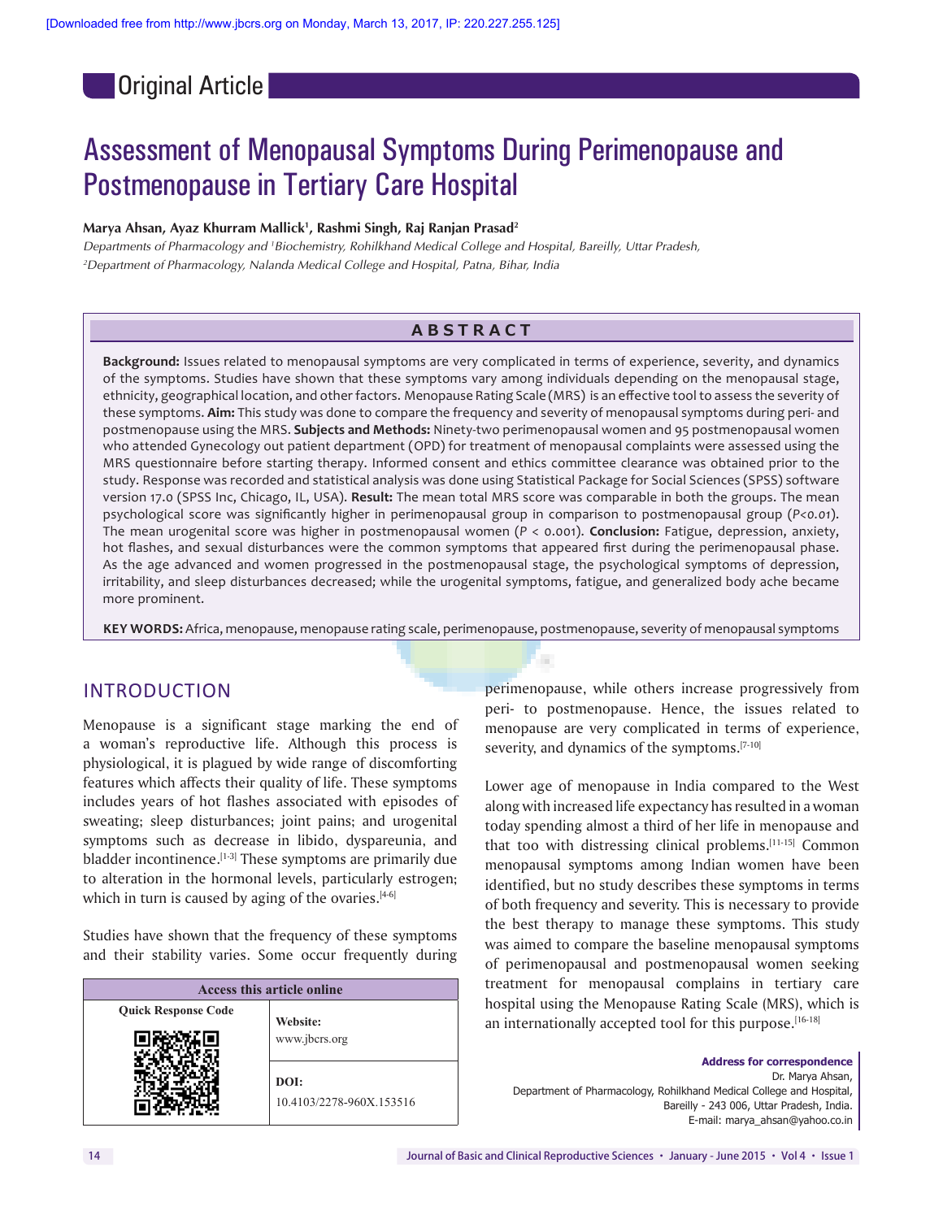Original Article

# Assessment of Menopausal Symptoms During Perimenopause and Postmenopause in Tertiary Care Hospital

**Marya Ahsan, Ayaz Khurram Mallick[1], Rashmi Singh, Raj Ranjan Prasad[2]**

*Departments of Pharmacology and [1]Biochemistry, Rohilkhand Medical College and Hospital, Bareilly, Uttar Pradesh, [2]Department of Pharmacology, Nalanda Medical College and Hospital, Patna, Bihar, India*

## ABSTRACT

**Background:** Issues related to menopausal symptoms are very complicated in terms of experience, severity, and dynamics of the symptoms. Studies have shown that these symptoms vary among individuals depending on the menopausal stage, ethnicity, geographical location, and other factors. Menopause Rating Scale (MRS) is an effective tool to assess the severity of these symptoms. **Aim:** This study was done to compare the frequency and severity of menopausal symptoms during peri- and postmenopause using the MRS. **Subjects and Methods:** Ninety-two perimenopausal women and 95 postmenopausal women who attended Gynecology out patient department (OPD) for treatment of menopausal complaints were assessed using the MRS questionnaire before starting therapy. Informed consent and ethics committee clearance was obtained prior to the study. Response was recorded and statistical analysis was done using Statistical Package for Social Sciences (SPSS) software version 17.0 (SPSS Inc, Chicago, IL, USA). **Result:** The mean total MRS score was comparable in both the groups. The mean psychological score was significantly higher in perimenopausal group in comparison to postmenopausal group ($P<0.01$). The mean urogenital score was higher in postmenopausal women ($P < 0.001$). **Conclusion:** Fatigue, depression, anxiety, hot flashes, and sexual disturbances were the common symptoms that appeared first during the perimenopausal phase. As the age advanced and women progressed in the postmenopausal stage, the psychological symptoms of depression, irritability, and sleep disturbances decreased; while the urogenital symptoms, fatigue, and generalized body ache became more prominent.

**KEY WORDS:** Africa, menopause, menopause rating scale, perimenopause, postmenopause, severity of menopausal symptoms

## INTRODUCTION

Menopause is a significant stage marking the end of a woman's reproductive life. Although this process is physiological, it is plagued by wide range of discomforting features which affects their quality of life. These symptoms includes years of hot flashes associated with episodes of sweating; sleep disturbances; joint pains; and urogenital symptoms such as decrease in libido, dyspareunia, and bladder incontinence.[1-3] These symptoms are primarily due to alteration in the hormonal levels, particularly estrogen; which in turn is caused by aging of the ovaries.[4-6]

Studies have shown that the frequency of these symptoms and their stability varies. Some occur frequently during perimenopause, while others increase progressively from peri- to postmenopause. Hence, the issues related to menopause are very complicated in terms of experience, severity, and dynamics of the symptoms.[7-10]

Lower age of menopause in India compared to the West along with increased life expectancy has resulted in a woman today spending almost a third of her life in menopause and that too with distressing clinical problems.[11-15] Common menopausal symptoms among Indian women have been identified, but no study describes these symptoms in terms of both frequency and severity. This is necessary to provide the best therapy to manage these symptoms. This study was aimed to compare the baseline menopausal symptoms of perimenopausal and postmenopausal women seeking treatment for menopausal complains in tertiary care hospital using the Menopause Rating Scale (MRS), which is an internationally accepted tool for this purpose.[16-18]

| Access this article online | |
|---|---|
| Quick Response Code | Website: www.jbcrs.org |
| | DOI: 10.4103/2278-960X.153516 |

**Address for correspondence**
Dr. Marya Ahsan,
Department of Pharmacology, Rohilkhand Medical College and Hospital,
Bareilly - 243 006, Uttar Pradesh, India.
E-mail: marya_ahsan@yahoo.co.in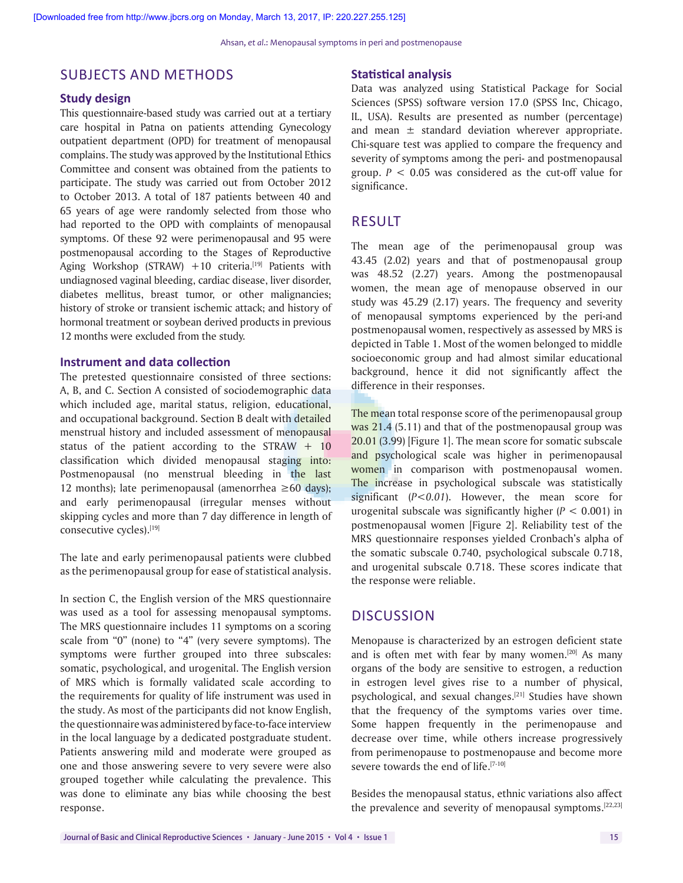## SUBJECTS AND METHODS

### Study design

This questionnaire-based study was carried out at a tertiary care hospital in Patna on patients attending Gynecology outpatient department (OPD) for treatment of menopausal complains. The study was approved by the Institutional Ethics Committee and consent was obtained from the patients to participate. The study was carried out from October 2012 to October 2013. A total of 187 patients between 40 and 65 years of age were randomly selected from those who had reported to the OPD with complaints of menopausal symptoms. Of these 92 were perimenopausal and 95 were postmenopausal according to the Stages of Reproductive Aging Workshop (STRAW) +10 criteria.[19] Patients with undiagnosed vaginal bleeding, cardiac disease, liver disorder, diabetes mellitus, breast tumor, or other malignancies; history of stroke or transient ischemic attack; and history of hormonal treatment or soybean derived products in previous 12 months were excluded from the study.

### Instrument and data collection

The pretested questionnaire consisted of three sections: A, B, and C. Section A consisted of sociodemographic data which included age, marital status, religion, educational, and occupational background. Section B dealt with detailed menstrual history and included assessment of menopausal status of the patient according to the STRAW + 10 classification which divided menopausal staging into: Postmenopausal (no menstrual bleeding in the last 12 months); late perimenopausal (amenorrhea ≥60 days); and early perimenopausal (irregular menses without skipping cycles and more than 7 day difference in length of consecutive cycles).[19]

The late and early perimenopausal patients were clubbed as the perimenopausal group for ease of statistical analysis.

In section C, the English version of the MRS questionnaire was used as a tool for assessing menopausal symptoms. The MRS questionnaire includes 11 symptoms on a scoring scale from "0" (none) to "4" (very severe symptoms). The symptoms were further grouped into three subscales: somatic, psychological, and urogenital. The English version of MRS which is formally validated scale according to the requirements for quality of life instrument was used in the study. As most of the participants did not know English, the questionnaire was administered by face-to-face interview in the local language by a dedicated postgraduate student. Patients answering mild and moderate were grouped as one and those answering severe to very severe were also grouped together while calculating the prevalence. This was done to eliminate any bias while choosing the best response.

### Statistical analysis

Data was analyzed using Statistical Package for Social Sciences (SPSS) software version 17.0 (SPSS Inc, Chicago, IL, USA). Results are presented as number (percentage) and mean ± standard deviation wherever appropriate. Chi-square test was applied to compare the frequency and severity of symptoms among the peri- and postmenopausal group. $P < 0.05$ was considered as the cut-off value for significance.

## RESULT

The mean age of the perimenopausal group was 43.45 (2.02) years and that of postmenopausal group was 48.52 (2.27) years. Among the postmenopausal women, the mean age of menopause observed in our study was 45.29 (2.17) years. The frequency and severity of menopausal symptoms experienced by the peri-and postmenopausal women, respectively as assessed by MRS is depicted in Table 1. Most of the women belonged to middle socioeconomic group and had almost similar educational background, hence it did not significantly affect the difference in their responses.

The mean total response score of the perimenopausal group was 21.4 (5.11) and that of the postmenopausal group was 20.01 (3.99) [Figure 1]. The mean score for somatic subscale and psychological scale was higher in perimenopausal women in comparison with postmenopausal women. The increase in psychological subscale was statistically significant ($P<0.01$). However, the mean score for urogenital subscale was significantly higher ($P < 0.001$) in postmenopausal women [Figure 2]. Reliability test of the MRS questionnaire responses yielded Cronbach's alpha of the somatic subscale 0.740, psychological subscale 0.718, and urogenital subscale 0.718. These scores indicate that the response were reliable.

## DISCUSSION

Menopause is characterized by an estrogen deficient state and is often met with fear by many women.[20] As many organs of the body are sensitive to estrogen, a reduction in estrogen level gives rise to a number of physical, psychological, and sexual changes.[21] Studies have shown that the frequency of the symptoms varies over time. Some happen frequently in the perimenopause and decrease over time, while others increase progressively from perimenopause to postmenopause and become more severe towards the end of life.[7-10]

Besides the menopausal status, ethnic variations also affect the prevalence and severity of menopausal symptoms.[22,23]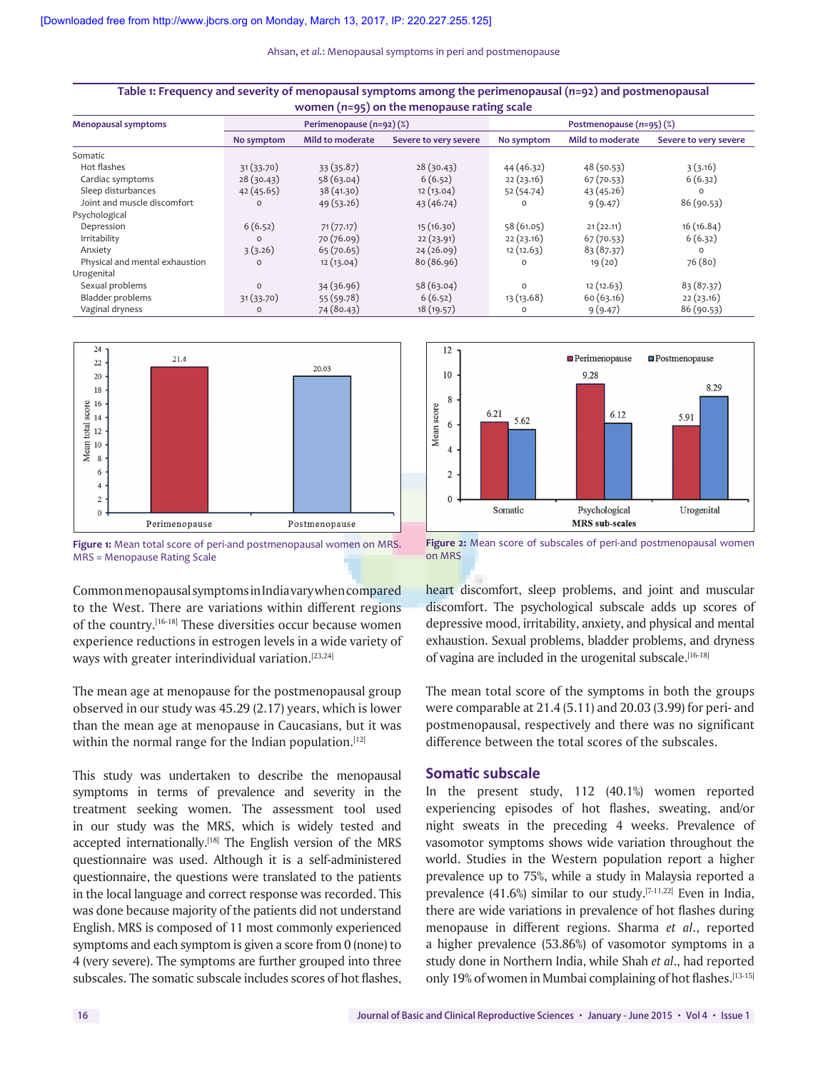**Table 1: Frequency and severity of menopausal symptoms among the perimenopausal (*n*=92) and postmenopausal women (*n*=95) on the menopause rating scale**

| Menopausal symptoms | Perimenopause (*n*=92) (%) | | | Postmenopause (*n*=95) (%) | | |
|---|---|---|---|---|---|---|
| | No symptom | Mild to moderate | Severe to very severe | No symptom | Mild to moderate | Severe to very severe |
| Somatic | | | | | | |
| Hot flashes | 31 (33.70) | 33 (35.87) | 28 (30.43) | 44 (46.32) | 48 (50.53) | 3 (3.16) |
| Cardiac symptoms | 28 (30.43) | 58 (63.04) | 6 (6.52) | 22 (23.16) | 67 (70.53) | 6 (6.32) |
| Sleep disturbances | 42 (45.65) | 38 (41.30) | 12 (13.04) | 52 (54.74) | 43 (45.26) | 0 |
| Joint and muscle discomfort | 0 | 49 (53.26) | 43 (46.74) | 0 | 9 (9.47) | 86 (90.53) |
| Psychological | | | | | | |
| Depression | 6 (6.52) | 71 (77.17) | 15 (16.30) | 58 (61.05) | 21 (22.11) | 16 (16.84) |
| Irritability | 0 | 70 (76.09) | 22 (23.91) | 22 (23.16) | 67 (70.53) | 6 (6.32) |
| Anxiety | 3 (3.26) | 65 (70.65) | 24 (26.09) | 12 (12.63) | 83 (87.37) | 0 |
| Physical and mental exhaustion | 0 | 12 (13.04) | 80 (86.96) | 0 | 19 (20) | 76 (80) |
| Urogenital | | | | | | |
| Sexual problems | 0 | 34 (36.96) | 58 (63.04) | 0 | 12 (12.63) | 83 (87.37) |
| Bladder problems | 31 (33.70) | 55 (59.78) | 6 (6.52) | 13 (13.68) | 60 (63.16) | 22 (23.16) |
| Vaginal dryness | 0 | 74 (80.43) | 18 (19.57) | 0 | 9 (9.47) | 86 (90.53) |

**Figure 1:** Mean total score of peri-and postmenopausal women on MRS. MRS = Menopause Rating Scale

**Figure 2:** Mean score of subscales of peri-and postmenopausal women on MRS

Common menopausal symptoms in India vary when compared to the West. There are variations within different regions of the country.[16-18] These diversities occur because women experience reductions in estrogen levels in a wide variety of ways with greater interindividual variation.[23,24]

The mean age at menopause for the postmenopausal group observed in our study was 45.29 (2.17) years, which is lower than the mean age at menopause in Caucasians, but it was within the normal range for the Indian population.[12]

This study was undertaken to describe the menopausal symptoms in terms of prevalence and severity in the treatment seeking women. The assessment tool used in our study was the MRS, which is widely tested and accepted internationally.[18] The English version of the MRS questionnaire was used. Although it is a self-administered questionnaire, the questions were translated to the patients in the local language and correct response was recorded. This was done because majority of the patients did not understand English. MRS is composed of 11 most commonly experienced symptoms and each symptom is given a score from 0 (none) to 4 (very severe). The symptoms are further grouped into three subscales. The somatic subscale includes scores of hot flashes, heart discomfort, sleep problems, and joint and muscular discomfort. The psychological subscale adds up scores of depressive mood, irritability, anxiety, and physical and mental exhaustion. Sexual problems, bladder problems, and dryness of vagina are included in the urogenital subscale.[16-18]

The mean total score of the symptoms in both the groups were comparable at 21.4 (5.11) and 20.03 (3.99) for peri- and postmenopausal, respectively and there was no significant difference between the total scores of the subscales.

## Somatic subscale

In the present study, 112 (40.1%) women reported experiencing episodes of hot flashes, sweating, and/or night sweats in the preceding 4 weeks. Prevalence of vasomotor symptoms shows wide variation throughout the world. Studies in the Western population report a higher prevalence up to 75%, while a study in Malaysia reported a prevalence (41.6%) similar to our study.[7-11,22] Even in India, there are wide variations in prevalence of hot flashes during menopause in different regions. Sharma *et al*., reported a higher prevalence (53.86%) of vasomotor symptoms in a study done in Northern India, while Shah *et al*., had reported only 19% of women in Mumbai complaining of hot flashes.[13-15]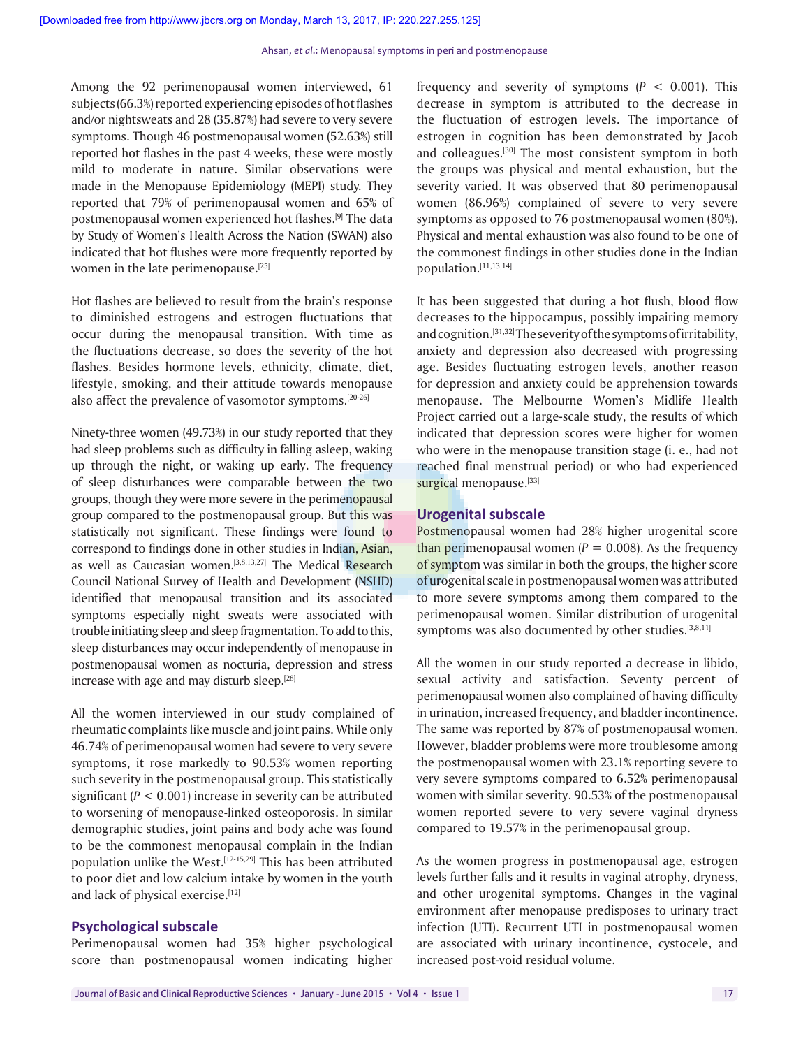Among the 92 perimenopausal women interviewed, 61 subjects (66.3%) reported experiencing episodes of hot flashes and/or nightsweats and 28 (35.87%) had severe to very severe symptoms. Though 46 postmenopausal women (52.63%) still reported hot flashes in the past 4 weeks, these were mostly mild to moderate in nature. Similar observations were made in the Menopause Epidemiology (MEPI) study. They reported that 79% of perimenopausal women and 65% of postmenopausal women experienced hot flashes.[9] The data by Study of Women's Health Across the Nation (SWAN) also indicated that hot flushes were more frequently reported by women in the late perimenopause.[25]

Hot flashes are believed to result from the brain's response to diminished estrogens and estrogen fluctuations that occur during the menopausal transition. With time as the fluctuations decrease, so does the severity of the hot flashes. Besides hormone levels, ethnicity, climate, diet, lifestyle, smoking, and their attitude towards menopause also affect the prevalence of vasomotor symptoms.[20-26]

Ninety-three women (49.73%) in our study reported that they had sleep problems such as difficulty in falling asleep, waking up through the night, or waking up early. The frequency of sleep disturbances were comparable between the two groups, though they were more severe in the perimenopausal group compared to the postmenopausal group. But this was statistically not significant. These findings were found to correspond to findings done in other studies in Indian, Asian, as well as Caucasian women.[3,8,13,27] The Medical Research Council National Survey of Health and Development (NSHD) identified that menopausal transition and its associated symptoms especially night sweats were associated with trouble initiating sleep and sleep fragmentation. To add to this, sleep disturbances may occur independently of menopause in postmenopausal women as nocturia, depression and stress increase with age and may disturb sleep.[28]

All the women interviewed in our study complained of rheumatic complaints like muscle and joint pains. While only 46.74% of perimenopausal women had severe to very severe symptoms, it rose markedly to 90.53% women reporting such severity in the postmenopausal group. This statistically significant ($P < 0.001$) increase in severity can be attributed to worsening of menopause-linked osteoporosis. In similar demographic studies, joint pains and body ache was found to be the commonest menopausal complain in the Indian population unlike the West.[12-15,29] This has been attributed to poor diet and low calcium intake by women in the youth and lack of physical exercise.[12]

## Psychological subscale

Perimenopausal women had 35% higher psychological score than postmenopausal women indicating higher frequency and severity of symptoms ($P < 0.001$). This decrease in symptom is attributed to the decrease in the fluctuation of estrogen levels. The importance of estrogen in cognition has been demonstrated by Jacob and colleagues.[30] The most consistent symptom in both the groups was physical and mental exhaustion, but the severity varied. It was observed that 80 perimenopausal women (86.96%) complained of severe to very severe symptoms as opposed to 76 postmenopausal women (80%). Physical and mental exhaustion was also found to be one of the commonest findings in other studies done in the Indian population.[11,13,14]

It has been suggested that during a hot flush, blood flow decreases to the hippocampus, possibly impairing memory and cognition.[31,32] The severity of the symptoms of irritability, anxiety and depression also decreased with progressing age. Besides fluctuating estrogen levels, another reason for depression and anxiety could be apprehension towards menopause. The Melbourne Women's Midlife Health Project carried out a large-scale study, the results of which indicated that depression scores were higher for women who were in the menopause transition stage (i. e., had not reached final menstrual period) or who had experienced surgical menopause.[33]

## Urogenital subscale

Postmenopausal women had 28% higher urogenital score than perimenopausal women ($P = 0.008$). As the frequency of symptom was similar in both the groups, the higher score of urogenital scale in postmenopausal women was attributed to more severe symptoms among them compared to the perimenopausal women. Similar distribution of urogenital symptoms was also documented by other studies.[3,8,11]

All the women in our study reported a decrease in libido, sexual activity and satisfaction. Seventy percent of perimenopausal women also complained of having difficulty in urination, increased frequency, and bladder incontinence. The same was reported by 87% of postmenopausal women. However, bladder problems were more troublesome among the postmenopausal women with 23.1% reporting severe to very severe symptoms compared to 6.52% perimenopausal women with similar severity. 90.53% of the postmenopausal women reported severe to very severe vaginal dryness compared to 19.57% in the perimenopausal group.

As the women progress in postmenopausal age, estrogen levels further falls and it results in vaginal atrophy, dryness, and other urogenital symptoms. Changes in the vaginal environment after menopause predisposes to urinary tract infection (UTI). Recurrent UTI in postmenopausal women are associated with urinary incontinence, cystocele, and increased post-void residual volume.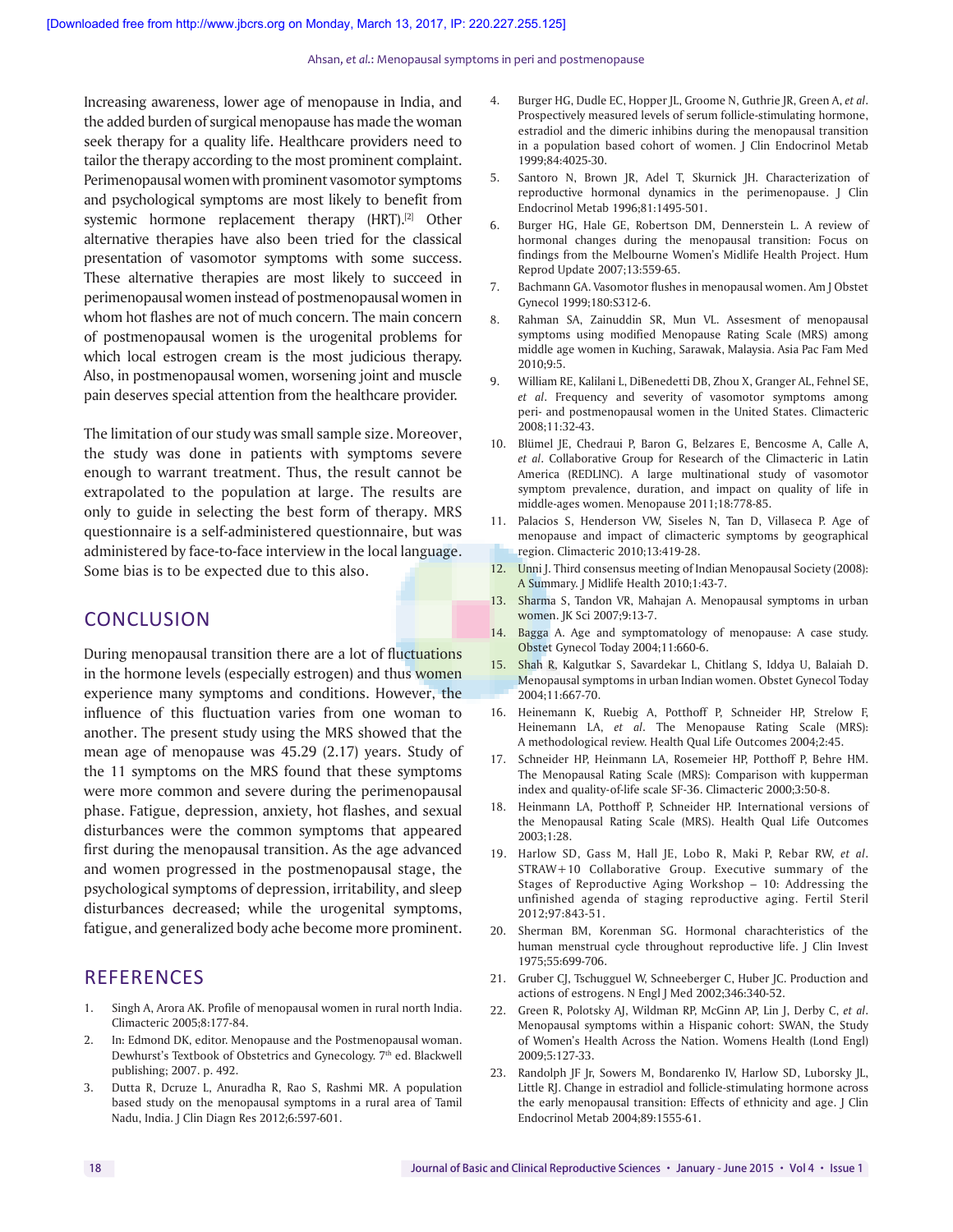Increasing awareness, lower age of menopause in India, and the added burden of surgical menopause has made the woman seek therapy for a quality life. Healthcare providers need to tailor the therapy according to the most prominent complaint. Perimenopausal women with prominent vasomotor symptoms and psychological symptoms are most likely to benefit from systemic hormone replacement therapy (HRT).[2] Other alternative therapies have also been tried for the classical presentation of vasomotor symptoms with some success. These alternative therapies are most likely to succeed in perimenopausal women instead of postmenopausal women in whom hot flashes are not of much concern. The main concern of postmenopausal women is the urogenital problems for which local estrogen cream is the most judicious therapy. Also, in postmenopausal women, worsening joint and muscle pain deserves special attention from the healthcare provider.

The limitation of our study was small sample size. Moreover, the study was done in patients with symptoms severe enough to warrant treatment. Thus, the result cannot be extrapolated to the population at large. The results are only to guide in selecting the best form of therapy. MRS questionnaire is a self-administered questionnaire, but was administered by face-to-face interview in the local language. Some bias is to be expected due to this also.

## CONCLUSION

During menopausal transition there are a lot of fluctuations in the hormone levels (especially estrogen) and thus women experience many symptoms and conditions. However, the influence of this fluctuation varies from one woman to another. The present study using the MRS showed that the mean age of menopause was 45.29 (2.17) years. Study of the 11 symptoms on the MRS found that these symptoms were more common and severe during the perimenopausal phase. Fatigue, depression, anxiety, hot flashes, and sexual disturbances were the common symptoms that appeared first during the menopausal transition. As the age advanced and women progressed in the postmenopausal stage, the psychological symptoms of depression, irritability, and sleep disturbances decreased; while the urogenital symptoms, fatigue, and generalized body ache become more prominent.

## REFERENCES

1. Singh A, Arora AK. Profile of menopausal women in rural north India. Climacteric 2005;8:177-84.
2. In: Edmond DK, editor. Menopause and the Postmenopausal woman. Dewhurst's Textbook of Obstetrics and Gynecology. 7th ed. Blackwell publishing; 2007. p. 492.
3. Dutta R, Dcruze L, Anuradha R, Rao S, Rashmi MR. A population based study on the menopausal symptoms in a rural area of Tamil Nadu, India. J Clin Diagn Res 2012;6:597-601.
4. Burger HG, Dudle EC, Hopper JL, Groome N, Guthrie JR, Green A, *et al*. Prospectively measured levels of serum follicle-stimulating hormone, estradiol and the dimeric inhibins during the menopausal transition in a population based cohort of women. J Clin Endocrinol Metab 1999;84:4025-30.
5. Santoro N, Brown JR, Adel T, Skurnick JH. Characterization of reproductive hormonal dynamics in the perimenopause. J Clin Endocrinol Metab 1996;81:1495-501.
6. Burger HG, Hale GE, Robertson DM, Dennerstein L. A review of hormonal changes during the menopausal transition: Focus on findings from the Melbourne Women's Midlife Health Project. Hum Reprod Update 2007;13:559-65.
7. Bachmann GA. Vasomotor flushes in menopausal women. Am J Obstet Gynecol 1999;180:S312-6.
8. Rahman SA, Zainuddin SR, Mun VL. Assesment of menopausal symptoms using modified Menopause Rating Scale (MRS) among middle age women in Kuching, Sarawak, Malaysia. Asia Pac Fam Med 2010;9:5.
9. William RE, Kalilani L, DiBenedetti DB, Zhou X, Granger AL, Fehnel SE, *et al*. Frequency and severity of vasomotor symptoms among peri- and postmenopausal women in the United States. Climacteric 2008;11:32-43.
10. Blümel JE, Chedraui P, Baron G, Belzares E, Bencosme A, Calle A, *et al*. Collaborative Group for Research of the Climacteric in Latin America (REDLINC). A large multinational study of vasomotor symptom prevalence, duration, and impact on quality of life in middle-ages women. Menopause 2011;18:778-85.
11. Palacios S, Henderson VW, Siseles N, Tan D, Villaseca P. Age of menopause and impact of climacteric symptoms by geographical region. Climacteric 2010;13:419-28.
12. Unni J. Third consensus meeting of Indian Menopausal Society (2008): A Summary. J Midlife Health 2010;1:43-7.
13. Sharma S, Tandon VR, Mahajan A. Menopausal symptoms in urban women. JK Sci 2007;9:13-7.
14. Bagga A. Age and symptomatology of menopause: A case study. Obstet Gynecol Today 2004;11:660-6.
15. Shah R, Kalgutkar S, Savardekar L, Chitlang S, Iddya U, Balaiah D. Menopausal symptoms in urban Indian women. Obstet Gynecol Today 2004;11:667-70.
16. Heinemann K, Ruebig A, Potthoff P, Schneider HP, Strelow F, Heinemann LA, *et al*. The Menopause Rating Scale (MRS): A methodological review. Health Qual Life Outcomes 2004;2:45.
17. Schneider HP, Heinmann LA, Rosemeier HP, Potthoff P, Behre HM. The Menopausal Rating Scale (MRS): Comparison with kupperman index and quality-of-life scale SF-36. Climacteric 2000;3:50-8.
18. Heinmann LA, Potthoff P, Schneider HP. International versions of the Menopausal Rating Scale (MRS). Health Qual Life Outcomes 2003;1:28.
19. Harlow SD, Gass M, Hall JE, Lobo R, Maki P, Rebar RW, *et al*. STRAW+10 Collaborative Group. Executive summary of the Stages of Reproductive Aging Workshop – 10: Addressing the unfinished agenda of staging reproductive aging. Fertil Steril 2012;97:843-51.
20. Sherman BM, Korenman SG. Hormonal charachteristics of the human menstrual cycle throughout reproductive life. J Clin Invest 1975;55:699-706.
21. Gruber CJ, Tschugguel W, Schneeberger C, Huber JC. Production and actions of estrogens. N Engl J Med 2002;346:340-52.
22. Green R, Polotsky AJ, Wildman RP, McGinn AP, Lin J, Derby C, *et al*. Menopausal symptoms within a Hispanic cohort: SWAN, the Study of Women's Health Across the Nation. Womens Health (Lond Engl) 2009;5:127-33.
23. Randolph JF Jr, Sowers M, Bondarenko IV, Harlow SD, Luborsky JL, Little RJ. Change in estradiol and follicle-stimulating hormone across the early menopausal transition: Effects of ethnicity and age. J Clin Endocrinol Metab 2004;89:1555-61.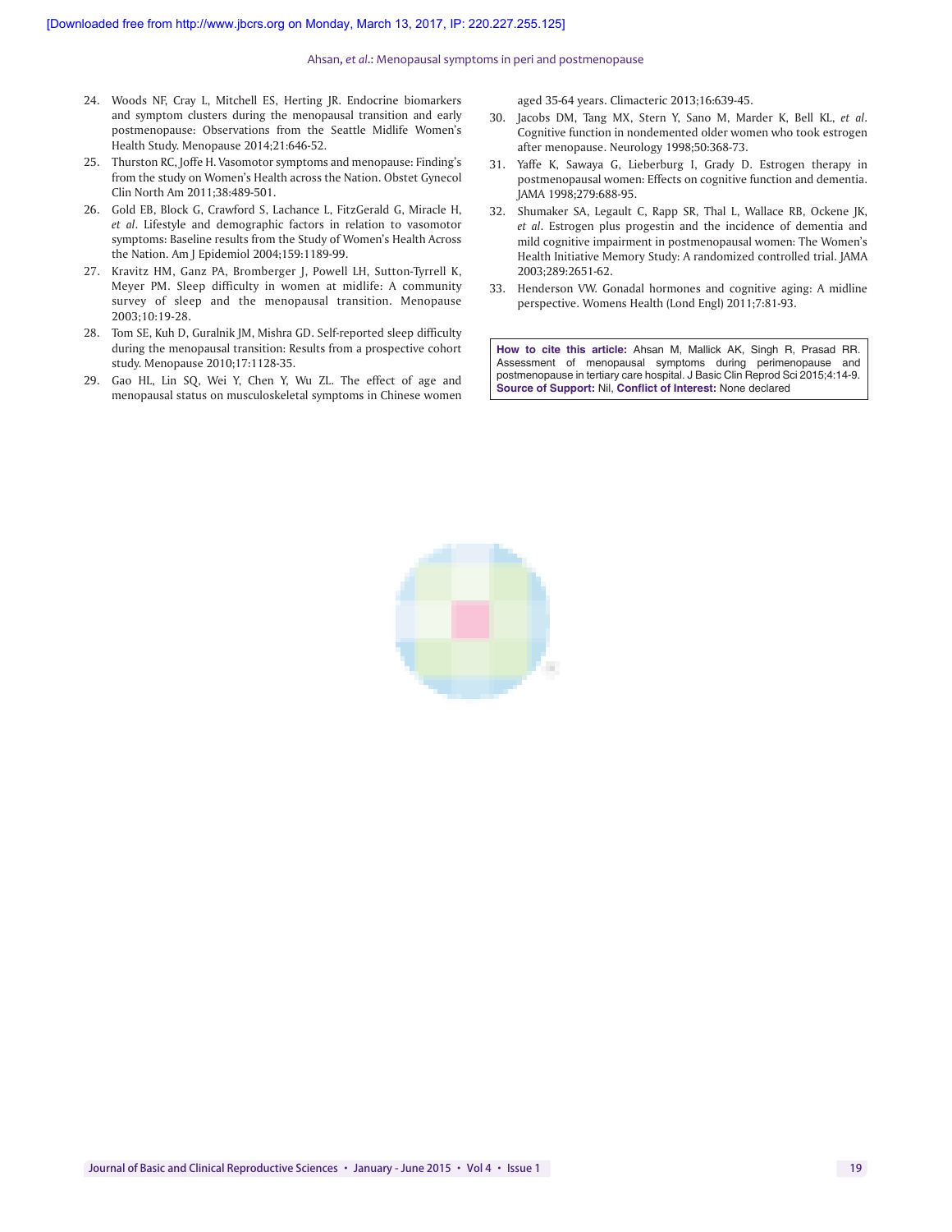24. Woods NF, Cray L, Mitchell ES, Herting JR. Endocrine biomarkers and symptom clusters during the menopausal transition and early postmenopause: Observations from the Seattle Midlife Women's Health Study. Menopause 2014;21:646-52.
25. Thurston RC, Joffe H. Vasomotor symptoms and menopause: Finding's from the study on Women's Health across the Nation. Obstet Gynecol Clin North Am 2011;38:489-501.
26. Gold EB, Block G, Crawford S, Lachance L, FitzGerald G, Miracle H, *et al*. Lifestyle and demographic factors in relation to vasomotor symptoms: Baseline results from the Study of Women's Health Across the Nation. Am J Epidemiol 2004;159:1189-99.
27. Kravitz HM, Ganz PA, Bromberger J, Powell LH, Sutton-Tyrrell K, Meyer PM. Sleep difficulty in women at midlife: A community survey of sleep and the menopausal transition. Menopause 2003;10:19-28.
28. Tom SE, Kuh D, Guralnik JM, Mishra GD. Self-reported sleep difficulty during the menopausal transition: Results from a prospective cohort study. Menopause 2010;17:1128-35.
29. Gao HL, Lin SQ, Wei Y, Chen Y, Wu ZL. The effect of age and menopausal status on musculoskeletal symptoms in Chinese women aged 35-64 years. Climacteric 2013;16:639-45.
30. Jacobs DM, Tang MX, Stern Y, Sano M, Marder K, Bell KL, *et al*. Cognitive function in nondemented older women who took estrogen after menopause. Neurology 1998;50:368-73.
31. Yaffe K, Sawaya G, Lieberburg I, Grady D. Estrogen therapy in postmenopausal women: Effects on cognitive function and dementia. JAMA 1998;279:688-95.
32. Shumaker SA, Legault C, Rapp SR, Thal L, Wallace RB, Ockene JK, *et al*. Estrogen plus progestin and the incidence of dementia and mild cognitive impairment in postmenopausal women: The Women's Health Initiative Memory Study: A randomized controlled trial. JAMA 2003;289:2651-62.
33. Henderson VW. Gonadal hormones and cognitive aging: A midline perspective. Womens Health (Lond Engl) 2011;7:81-93.

**How to cite this article:** Ahsan M, Mallick AK, Singh R, Prasad RR. Assessment of menopausal symptoms during perimenopause and postmenopause in tertiary care hospital. J Basic Clin Reprod Sci 2015;4:14-9.
**Source of Support:** Nil, **Conflict of Interest:** None declared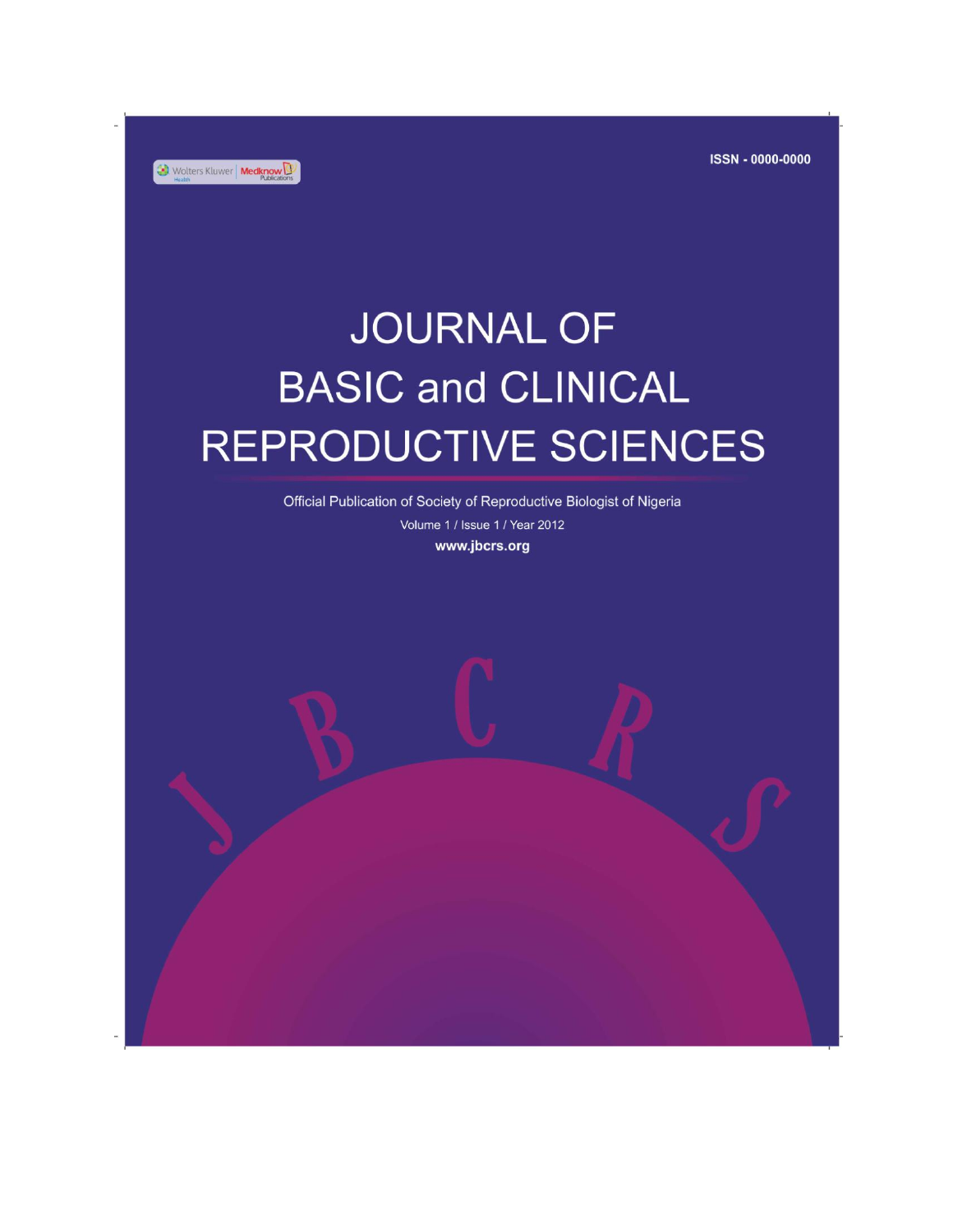Wolters Kluwer Health | Medknow Publications

ISSN - 0000-0000

# JOURNAL OF BASIC and CLINICAL REPRODUCTIVE SCIENCES

Official Publication of Society of Reproductive Biologist of Nigeria

Volume 1 / Issue 1 / Year 2012

**www.jbcrs.org**

JBCRS